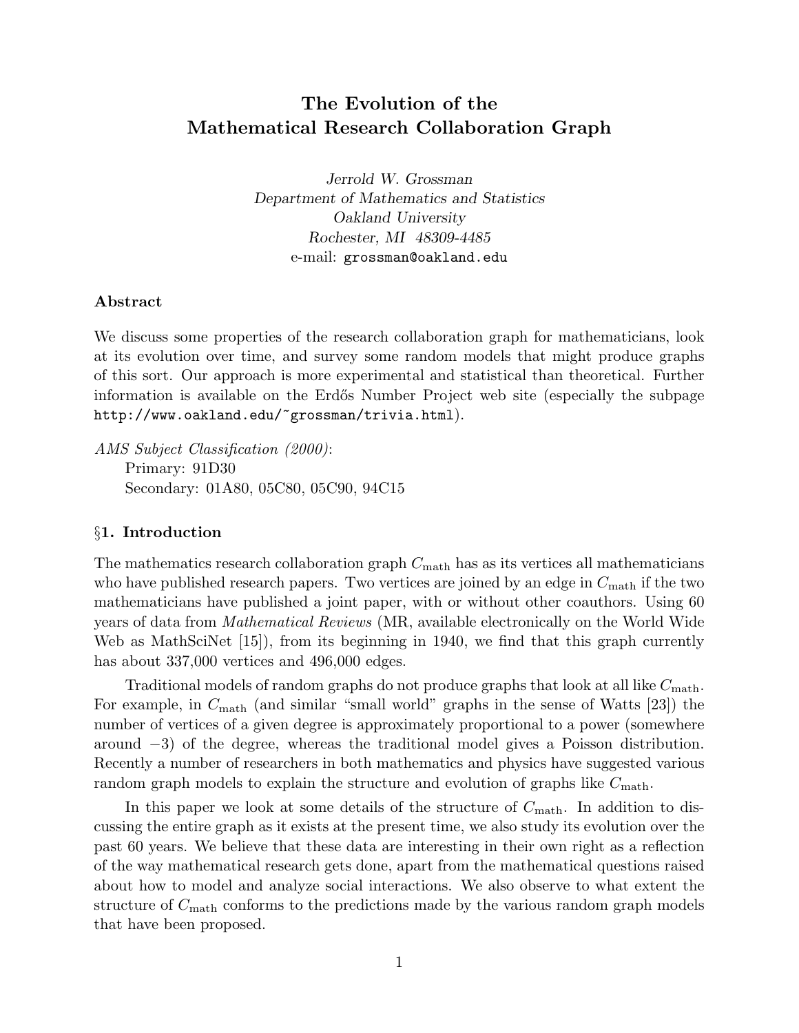# The Evolution of the Mathematical Research Collaboration Graph

*Jerrold W. Grossman*
*Department of Mathematics and Statistics*
*Oakland University*
*Rochester, MI 48309-4485*
e-mail: `grossman@oakland.edu`

**Abstract**

We discuss some properties of the research collaboration graph for mathematicians, look at its evolution over time, and survey some random models that might produce graphs of this sort. Our approach is more experimental and statistical than theoretical. Further information is available on the Erdős Number Project web site (especially the subpage `http://www.oakland.edu/~grossman/trivia.html`).

*AMS Subject Classification (2000)*:
Primary: 91D30
Secondary: 01A80, 05C80, 05C90, 94C15

## §1. Introduction

The mathematics research collaboration graph $C_{\text{math}}$ has as its vertices all mathematicians who have published research papers. Two vertices are joined by an edge in $C_{\text{math}}$ if the two mathematicians have published a joint paper, with or without other coauthors. Using 60 years of data from *Mathematical Reviews* (MR, available electronically on the World Wide Web as MathSciNet [15]), from its beginning in 1940, we find that this graph currently has about 337,000 vertices and 496,000 edges.

Traditional models of random graphs do not produce graphs that look at all like $C_{\text{math}}$. For example, in $C_{\text{math}}$ (and similar "small world" graphs in the sense of Watts [23]) the number of vertices of a given degree is approximately proportional to a power (somewhere around $-3$) of the degree, whereas the traditional model gives a Poisson distribution. Recently a number of researchers in both mathematics and physics have suggested various random graph models to explain the structure and evolution of graphs like $C_{\text{math}}$.

In this paper we look at some details of the structure of $C_{\text{math}}$. In addition to discussing the entire graph as it exists at the present time, we also study its evolution over the past 60 years. We believe that these data are interesting in their own right as a reflection of the way mathematical research gets done, apart from the mathematical questions raised about how to model and analyze social interactions. We also observe to what extent the structure of $C_{\text{math}}$ conforms to the predictions made by the various random graph models that have been proposed.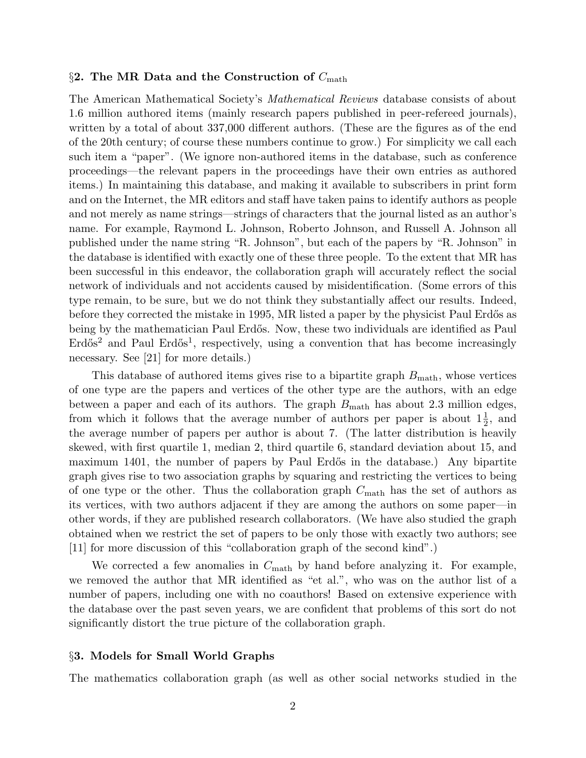## §2. The MR Data and the Construction of $C_{\text{math}}$

The American Mathematical Society's *Mathematical Reviews* database consists of about 1.6 million authored items (mainly research papers published in peer-refereed journals), written by a total of about 337,000 different authors. (These are the figures as of the end of the 20th century; of course these numbers continue to grow.) For simplicity we call each such item a "paper". (We ignore non-authored items in the database, such as conference proceedings—the relevant papers in the proceedings have their own entries as authored items.) In maintaining this database, and making it available to subscribers in print form and on the Internet, the MR editors and staff have taken pains to identify authors as people and not merely as name strings—strings of characters that the journal listed as an author's name. For example, Raymond L. Johnson, Roberto Johnson, and Russell A. Johnson all published under the name string "R. Johnson", but each of the papers by "R. Johnson" in the database is identified with exactly one of these three people. To the extent that MR has been successful in this endeavor, the collaboration graph will accurately reflect the social network of individuals and not accidents caused by misidentification. (Some errors of this type remain, to be sure, but we do not think they substantially affect our results. Indeed, before they corrected the mistake in 1995, MR listed a paper by the physicist Paul Erdős as being by the mathematician Paul Erdős. Now, these two individuals are identified as Paul Erdős$^2$ and Paul Erdős$^1$, respectively, using a convention that has become increasingly necessary. See [21] for more details.)

This database of authored items gives rise to a bipartite graph $B_{\text{math}}$, whose vertices of one type are the papers and vertices of the other type are the authors, with an edge between a paper and each of its authors. The graph $B_{\text{math}}$ has about 2.3 million edges, from which it follows that the average number of authors per paper is about $1\frac{1}{2}$, and the average number of papers per author is about 7. (The latter distribution is heavily skewed, with first quartile 1, median 2, third quartile 6, standard deviation about 15, and maximum 1401, the number of papers by Paul Erdős in the database.) Any bipartite graph gives rise to two association graphs by squaring and restricting the vertices to being of one type or the other. Thus the collaboration graph $C_{\text{math}}$ has the set of authors as its vertices, with two authors adjacent if they are among the authors on some paper—in other words, if they are published research collaborators. (We have also studied the graph obtained when we restrict the set of papers to be only those with exactly two authors; see [11] for more discussion of this "collaboration graph of the second kind".)

We corrected a few anomalies in $C_{\text{math}}$ by hand before analyzing it. For example, we removed the author that MR identified as "et al.", who was on the author list of a number of papers, including one with no coauthors! Based on extensive experience with the database over the past seven years, we are confident that problems of this sort do not significantly distort the true picture of the collaboration graph.

## §3. Models for Small World Graphs

The mathematics collaboration graph (as well as other social networks studied in the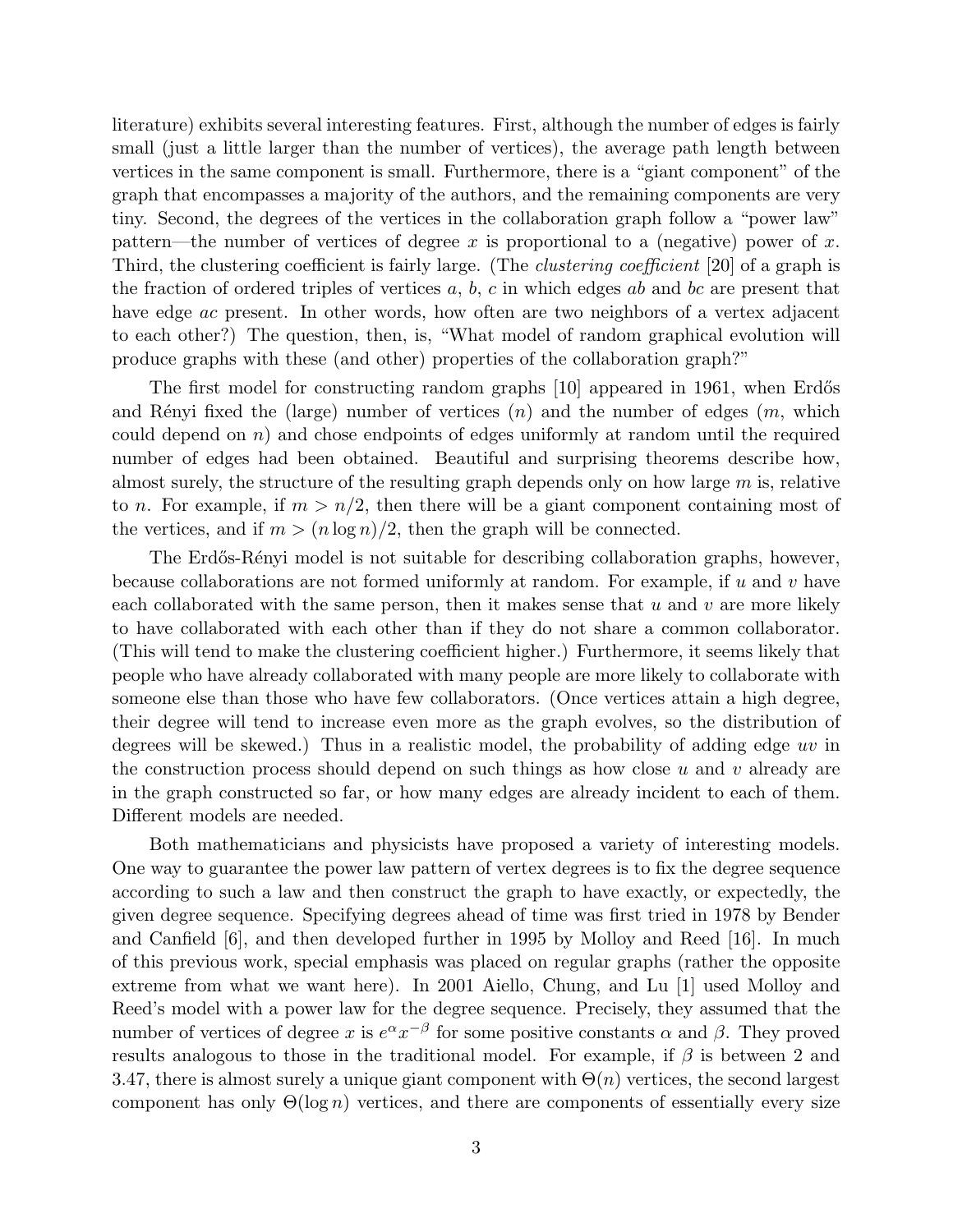literature) exhibits several interesting features. First, although the number of edges is fairly small (just a little larger than the number of vertices), the average path length between vertices in the same component is small. Furthermore, there is a "giant component" of the graph that encompasses a majority of the authors, and the remaining components are very tiny. Second, the degrees of the vertices in the collaboration graph follow a "power law" pattern—the number of vertices of degree $x$ is proportional to a (negative) power of $x$. Third, the clustering coefficient is fairly large. (The *clustering coefficient* [20] of a graph is the fraction of ordered triples of vertices $a$, $b$, $c$ in which edges $ab$ and $bc$ are present that have edge $ac$ present. In other words, how often are two neighbors of a vertex adjacent to each other?) The question, then, is, "What model of random graphical evolution will produce graphs with these (and other) properties of the collaboration graph?"

The first model for constructing random graphs [10] appeared in 1961, when Erdős and Rényi fixed the (large) number of vertices ($n$) and the number of edges ($m$, which could depend on $n$) and chose endpoints of edges uniformly at random until the required number of edges had been obtained. Beautiful and surprising theorems describe how, almost surely, the structure of the resulting graph depends only on how large $m$ is, relative to $n$. For example, if $m > n/2$, then there will be a giant component containing most of the vertices, and if $m > (n \log n)/2$, then the graph will be connected.

The Erdős-Rényi model is not suitable for describing collaboration graphs, however, because collaborations are not formed uniformly at random. For example, if $u$ and $v$ have each collaborated with the same person, then it makes sense that $u$ and $v$ are more likely to have collaborated with each other than if they do not share a common collaborator. (This will tend to make the clustering coefficient higher.) Furthermore, it seems likely that people who have already collaborated with many people are more likely to collaborate with someone else than those who have few collaborators. (Once vertices attain a high degree, their degree will tend to increase even more as the graph evolves, so the distribution of degrees will be skewed.) Thus in a realistic model, the probability of adding edge $uv$ in the construction process should depend on such things as how close $u$ and $v$ already are in the graph constructed so far, or how many edges are already incident to each of them. Different models are needed.

Both mathematicians and physicists have proposed a variety of interesting models. One way to guarantee the power law pattern of vertex degrees is to fix the degree sequence according to such a law and then construct the graph to have exactly, or expectedly, the given degree sequence. Specifying degrees ahead of time was first tried in 1978 by Bender and Canfield [6], and then developed further in 1995 by Molloy and Reed [16]. In much of this previous work, special emphasis was placed on regular graphs (rather the opposite extreme from what we want here). In 2001 Aiello, Chung, and Lu [1] used Molloy and Reed's model with a power law for the degree sequence. Precisely, they assumed that the number of vertices of degree $x$ is $e^{\alpha} x^{-\beta}$ for some positive constants $\alpha$ and $\beta$. They proved results analogous to those in the traditional model. For example, if $\beta$ is between 2 and 3.47, there is almost surely a unique giant component with $\Theta(n)$ vertices, the second largest component has only $\Theta(\log n)$ vertices, and there are components of essentially every size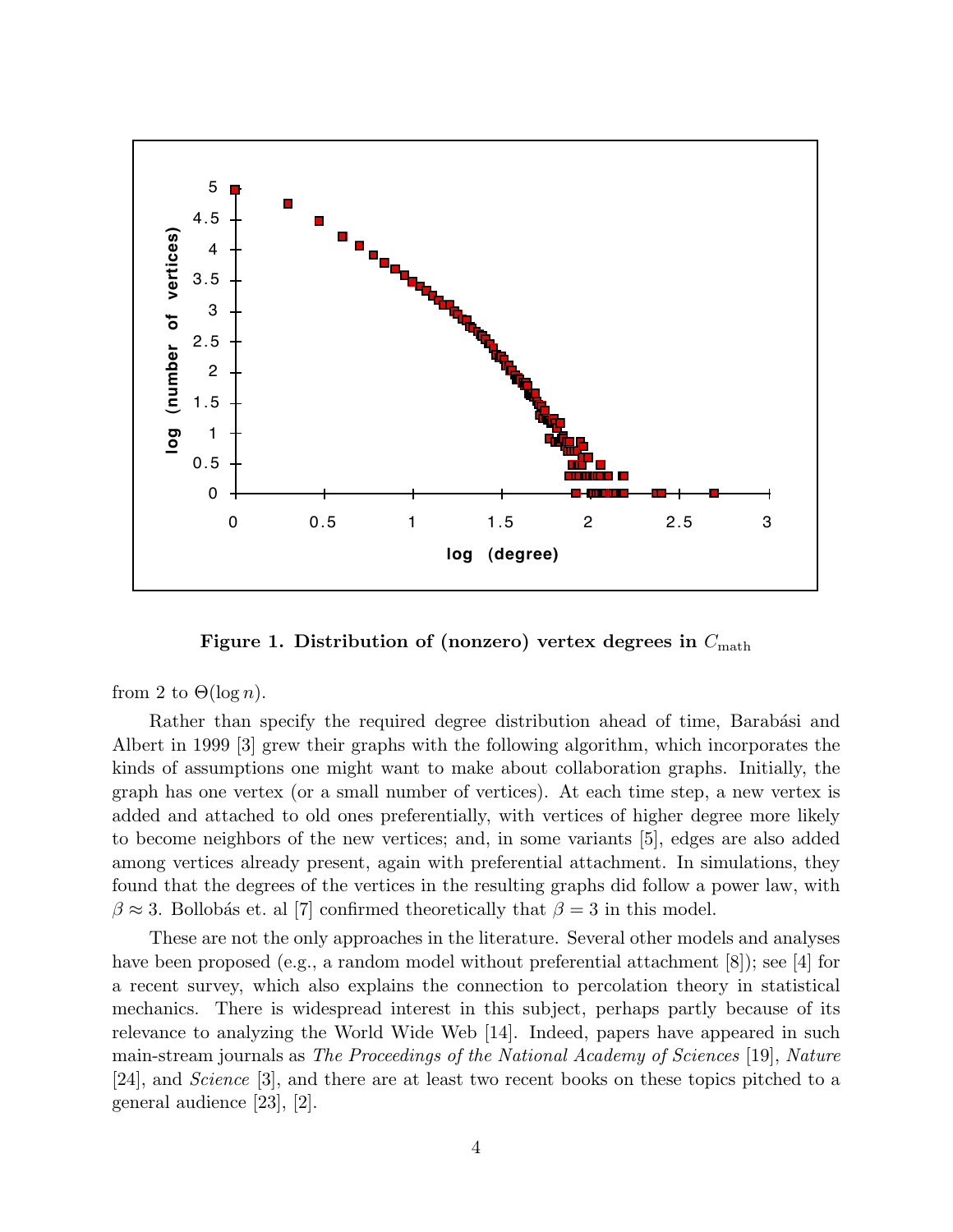**Figure 1. Distribution of (nonzero) vertex degrees in $C_{\rm math}$**

from 2 to $\Theta(\log n)$.

Rather than specify the required degree distribution ahead of time, Barabási and Albert in 1999 [3] grew their graphs with the following algorithm, which incorporates the kinds of assumptions one might want to make about collaboration graphs. Initially, the graph has one vertex (or a small number of vertices). At each time step, a new vertex is added and attached to old ones preferentially, with vertices of higher degree more likely to become neighbors of the new vertices; and, in some variants [5], edges are also added among vertices already present, again with preferential attachment. In simulations, they found that the degrees of the vertices in the resulting graphs did follow a power law, with $\beta \approx 3$. Bollobás et. al [7] confirmed theoretically that $\beta = 3$ in this model.

These are not the only approaches in the literature. Several other models and analyses have been proposed (e.g., a random model without preferential attachment [8]); see [4] for a recent survey, which also explains the connection to percolation theory in statistical mechanics. There is widespread interest in this subject, perhaps partly because of its relevance to analyzing the World Wide Web [14]. Indeed, papers have appeared in such main-stream journals as *The Proceedings of the National Academy of Sciences* [19], *Nature* [24], and *Science* [3], and there are at least two recent books on these topics pitched to a general audience [23], [2].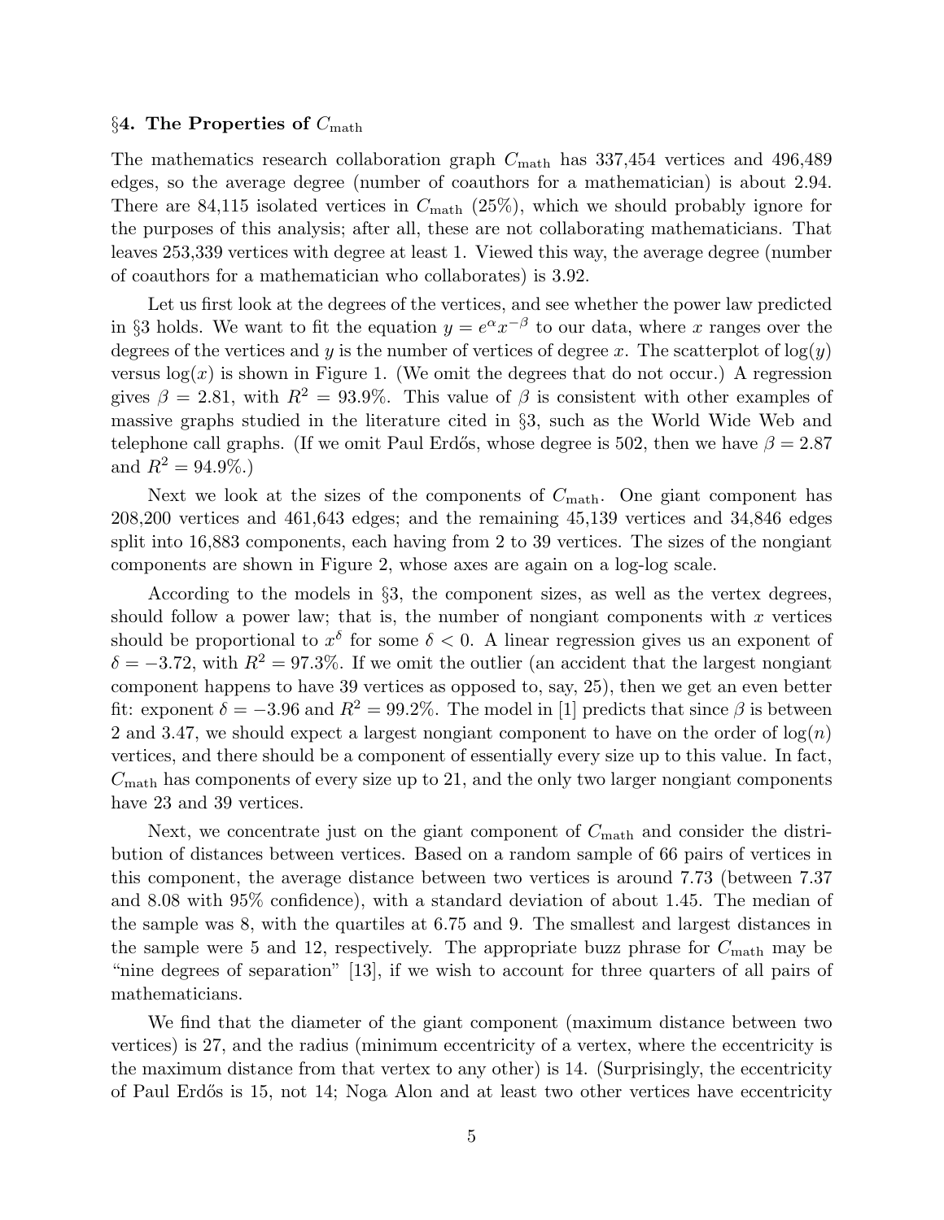## §4. The Properties of $C_{\text{math}}$

The mathematics research collaboration graph $C_{\text{math}}$ has 337,454 vertices and 496,489 edges, so the average degree (number of coauthors for a mathematician) is about 2.94. There are 84,115 isolated vertices in $C_{\text{math}}$ (25%), which we should probably ignore for the purposes of this analysis; after all, these are not collaborating mathematicians. That leaves 253,339 vertices with degree at least 1. Viewed this way, the average degree (number of coauthors for a mathematician who collaborates) is 3.92.

Let us first look at the degrees of the vertices, and see whether the power law predicted in §3 holds. We want to fit the equation $y = e^{\alpha} x^{-\beta}$ to our data, where $x$ ranges over the degrees of the vertices and $y$ is the number of vertices of degree $x$. The scatterplot of $\log(y)$ versus $\log(x)$ is shown in Figure 1. (We omit the degrees that do not occur.) A regression gives $\beta = 2.81$, with $R^2 = 93.9\%$. This value of $\beta$ is consistent with other examples of massive graphs studied in the literature cited in §3, such as the World Wide Web and telephone call graphs. (If we omit Paul Erdős, whose degree is 502, then we have $\beta = 2.87$ and $R^2 = 94.9\%$.)

Next we look at the sizes of the components of $C_{\text{math}}$. One giant component has 208,200 vertices and 461,643 edges; and the remaining 45,139 vertices and 34,846 edges split into 16,883 components, each having from 2 to 39 vertices. The sizes of the nongiant components are shown in Figure 2, whose axes are again on a log-log scale.

According to the models in §3, the component sizes, as well as the vertex degrees, should follow a power law; that is, the number of nongiant components with $x$ vertices should be proportional to $x^{\delta}$ for some $\delta < 0$. A linear regression gives us an exponent of $\delta = -3.72$, with $R^2 = 97.3\%$. If we omit the outlier (an accident that the largest nongiant component happens to have 39 vertices as opposed to, say, 25), then we get an even better fit: exponent $\delta = -3.96$ and $R^2 = 99.2\%$. The model in [1] predicts that since $\beta$ is between 2 and 3.47, we should expect a largest nongiant component to have on the order of $\log(n)$ vertices, and there should be a component of essentially every size up to this value. In fact, $C_{\text{math}}$ has components of every size up to 21, and the only two larger nongiant components have 23 and 39 vertices.

Next, we concentrate just on the giant component of $C_{\text{math}}$ and consider the distribution of distances between vertices. Based on a random sample of 66 pairs of vertices in this component, the average distance between two vertices is around 7.73 (between 7.37 and 8.08 with 95% confidence), with a standard deviation of about 1.45. The median of the sample was 8, with the quartiles at 6.75 and 9. The smallest and largest distances in the sample were 5 and 12, respectively. The appropriate buzz phrase for $C_{\text{math}}$ may be "nine degrees of separation" [13], if we wish to account for three quarters of all pairs of mathematicians.

We find that the diameter of the giant component (maximum distance between two vertices) is 27, and the radius (minimum eccentricity of a vertex, where the eccentricity is the maximum distance from that vertex to any other) is 14. (Surprisingly, the eccentricity of Paul Erdős is 15, not 14; Noga Alon and at least two other vertices have eccentricity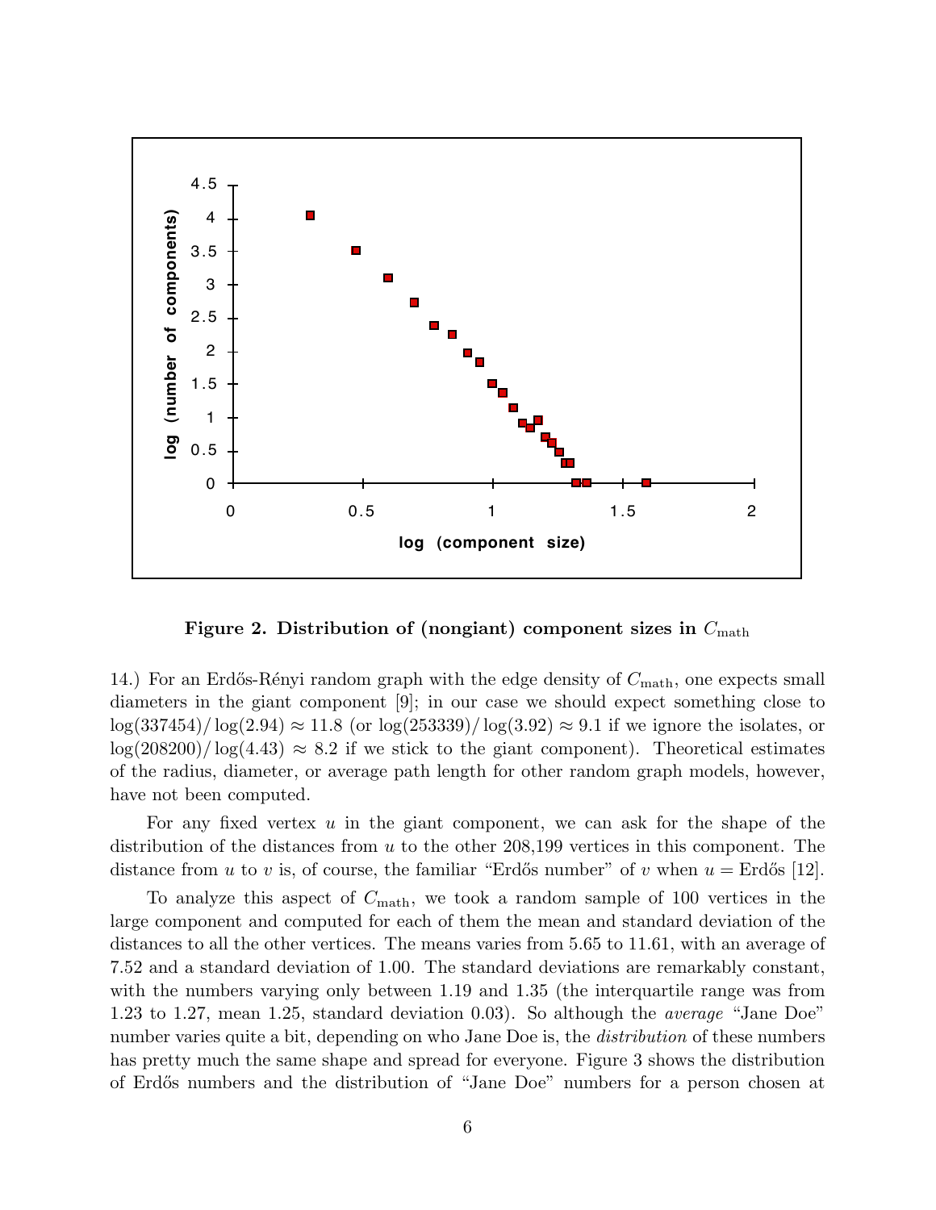**Figure 2. Distribution of (nongiant) component sizes in $C_{\text{math}}$**

14.) For an Erdős-Rényi random graph with the edge density of $C_{\text{math}}$, one expects small diameters in the giant component [9]; in our case we should expect something close to $\log(337454)/\log(2.94) \approx 11.8$ (or $\log(253339)/\log(3.92) \approx 9.1$ if we ignore the isolates, or $\log(208200)/\log(4.43) \approx 8.2$ if we stick to the giant component). Theoretical estimates of the radius, diameter, or average path length for other random graph models, however, have not been computed.

For any fixed vertex $u$ in the giant component, we can ask for the shape of the distribution of the distances from $u$ to the other 208,199 vertices in this component. The distance from $u$ to $v$ is, of course, the familiar "Erdős number" of $v$ when $u =$ Erdős [12].

To analyze this aspect of $C_{\text{math}}$, we took a random sample of 100 vertices in the large component and computed for each of them the mean and standard deviation of the distances to all the other vertices. The means varies from 5.65 to 11.61, with an average of 7.52 and a standard deviation of 1.00. The standard deviations are remarkably constant, with the numbers varying only between 1.19 and 1.35 (the interquartile range was from 1.23 to 1.27, mean 1.25, standard deviation 0.03). So although the *average* "Jane Doe" number varies quite a bit, depending on who Jane Doe is, the *distribution* of these numbers has pretty much the same shape and spread for everyone. Figure 3 shows the distribution of Erdős numbers and the distribution of "Jane Doe" numbers for a person chosen at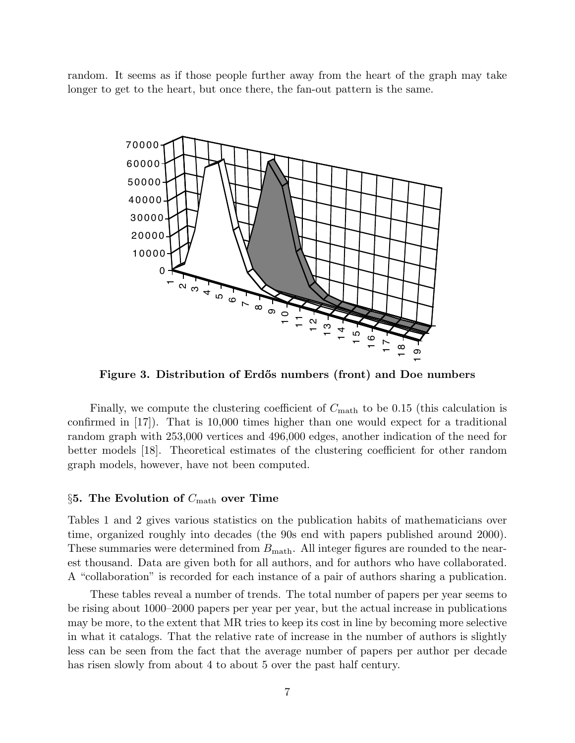random. It seems as if those people further away from the heart of the graph may take longer to get to the heart, but once there, the fan-out pattern is the same.

**Figure 3. Distribution of Erdős numbers (front) and Doe numbers**

Finally, we compute the clustering coefficient of $C_{\text{math}}$ to be 0.15 (this calculation is confirmed in [17]). That is 10,000 times higher than one would expect for a traditional random graph with 253,000 vertices and 496,000 edges, another indication of the need for better models [18]. Theoretical estimates of the clustering coefficient for other random graph models, however, have not been computed.

### §5. The Evolution of $C_{\text{math}}$ over Time

Tables 1 and 2 gives various statistics on the publication habits of mathematicians over time, organized roughly into decades (the 90s end with papers published around 2000). These summaries were determined from $B_{\text{math}}$. All integer figures are rounded to the nearest thousand. Data are given both for all authors, and for authors who have collaborated. A "collaboration" is recorded for each instance of a pair of authors sharing a publication.

These tables reveal a number of trends. The total number of papers per year seems to be rising about 1000–2000 papers per year per year, but the actual increase in publications may be more, to the extent that MR tries to keep its cost in line by becoming more selective in what it catalogs. That the relative rate of increase in the number of authors is slightly less can be seen from the fact that the average number of papers per author per decade has risen slowly from about 4 to about 5 over the past half century.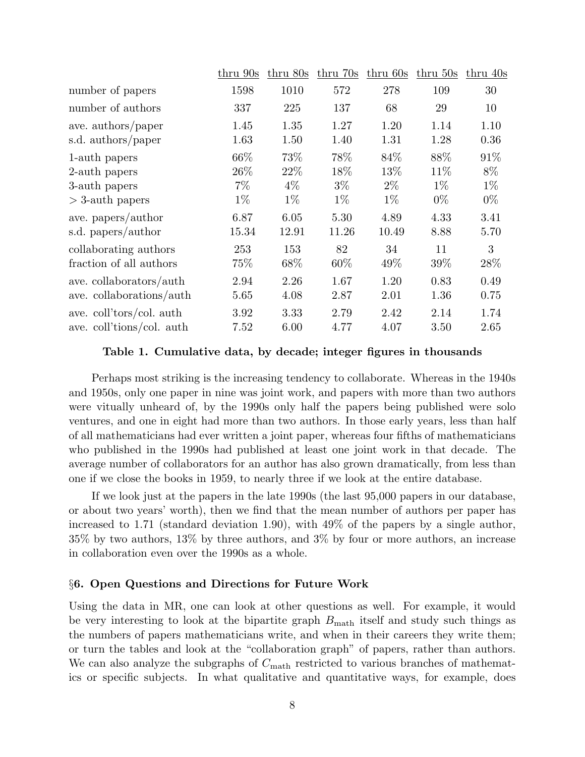| | thru 90s | thru 80s | thru 70s | thru 60s | thru 50s | thru 40s |
|---|---|---|---|---|---|---|
| number of papers | 1598 | 1010 | 572 | 278 | 109 | 30 |
| number of authors | 337 | 225 | 137 | 68 | 29 | 10 |
| ave. authors/paper | 1.45 | 1.35 | 1.27 | 1.20 | 1.14 | 1.10 |
| s.d. authors/paper | 1.63 | 1.50 | 1.40 | 1.31 | 1.28 | 0.36 |
| 1-auth papers | 66% | 73% | 78% | 84% | 88% | 91% |
| 2-auth papers | 26% | 22% | 18% | 13% | 11% | 8% |
| 3-auth papers | 7% | 4% | 3% | 2% | 1% | 1% |
| > 3-auth papers | 1% | 1% | 1% | 1% | 0% | 0% |
| ave. papers/author | 6.87 | 6.05 | 5.30 | 4.89 | 4.33 | 3.41 |
| s.d. papers/author | 15.34 | 12.91 | 11.26 | 10.49 | 8.88 | 5.70 |
| collaborating authors | 253 | 153 | 82 | 34 | 11 | 3 |
| fraction of all authors | 75% | 68% | 60% | 49% | 39% | 28% |
| ave. collaborators/auth | 2.94 | 2.26 | 1.67 | 1.20 | 0.83 | 0.49 |
| ave. collaborations/auth | 5.65 | 4.08 | 2.87 | 2.01 | 1.36 | 0.75 |
| ave. coll'tors/col. auth | 3.92 | 3.33 | 2.79 | 2.42 | 2.14 | 1.74 |
| ave. coll'tions/col. auth | 7.52 | 6.00 | 4.77 | 4.07 | 3.50 | 2.65 |

**Table 1. Cumulative data, by decade; integer figures in thousands**

Perhaps most striking is the increasing tendency to collaborate. Whereas in the 1940s and 1950s, only one paper in nine was joint work, and papers with more than two authors were vitually unheard of, by the 1990s only half the papers being published were solo ventures, and one in eight had more than two authors. In those early years, less than half of all mathematicians had ever written a joint paper, whereas four fifths of mathematicians who published in the 1990s had published at least one joint work in that decade. The average number of collaborators for an author has also grown dramatically, from less than one if we close the books in 1959, to nearly three if we look at the entire database.

If we look just at the papers in the late 1990s (the last 95,000 papers in our database, or about two years' worth), then we find that the mean number of authors per paper has increased to 1.71 (standard deviation 1.90), with 49% of the papers by a single author, 35% by two authors, 13% by three authors, and 3% by four or more authors, an increase in collaboration even over the 1990s as a whole.

## §6. Open Questions and Directions for Future Work

Using the data in MR, one can look at other questions as well. For example, it would be very interesting to look at the bipartite graph $B_{\text{math}}$ itself and study such things as the numbers of papers mathematicians write, and when in their careers they write them; or turn the tables and look at the "collaboration graph" of papers, rather than authors. We can also analyze the subgraphs of $C_{\text{math}}$ restricted to various branches of mathematics or specific subjects. In what qualitative and quantitative ways, for example, does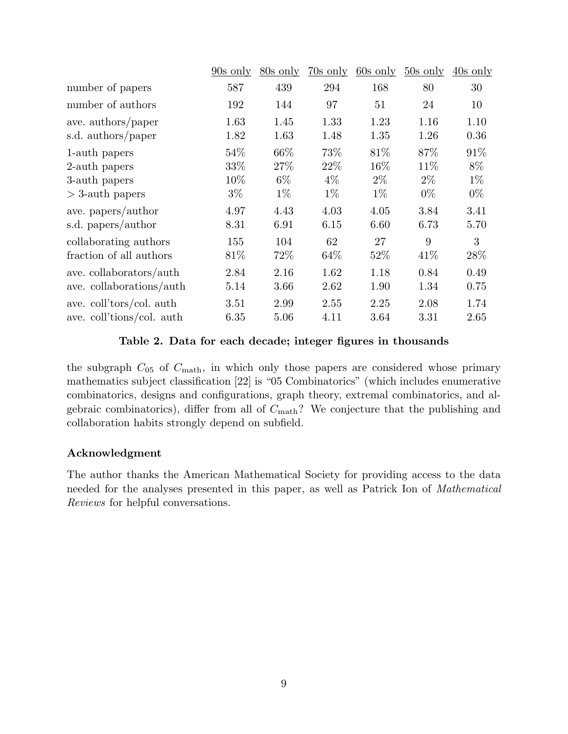| | 90s only | 80s only | 70s only | 60s only | 50s only | 40s only |
|---|---|---|---|---|---|---|
| number of papers | 587 | 439 | 294 | 168 | 80 | 30 |
| number of authors | 192 | 144 | 97 | 51 | 24 | 10 |
| ave. authors/paper | 1.63 | 1.45 | 1.33 | 1.23 | 1.16 | 1.10 |
| s.d. authors/paper | 1.82 | 1.63 | 1.48 | 1.35 | 1.26 | 0.36 |
| 1-auth papers | 54% | 66% | 73% | 81% | 87% | 91% |
| 2-auth papers | 33% | 27% | 22% | 16% | 11% | 8% |
| 3-auth papers | 10% | 6% | 4% | 2% | 2% | 1% |
| $>$ 3-auth papers | 3% | 1% | 1% | 1% | 0% | 0% |
| ave. papers/author | 4.97 | 4.43 | 4.03 | 4.05 | 3.84 | 3.41 |
| s.d. papers/author | 8.31 | 6.91 | 6.15 | 6.60 | 6.73 | 5.70 |
| collaborating authors | 155 | 104 | 62 | 27 | 9 | 3 |
| fraction of all authors | 81% | 72% | 64% | 52% | 41% | 28% |
| ave. collaborators/auth | 2.84 | 2.16 | 1.62 | 1.18 | 0.84 | 0.49 |
| ave. collaborations/auth | 5.14 | 3.66 | 2.62 | 1.90 | 1.34 | 0.75 |
| ave. coll'tors/col. auth | 3.51 | 2.99 | 2.55 | 2.25 | 2.08 | 1.74 |
| ave. coll'tions/col. auth | 6.35 | 5.06 | 4.11 | 3.64 | 3.31 | 2.65 |

**Table 2. Data for each decade; integer figures in thousands**

the subgraph $C_{05}$ of $C_{\mathrm{math}}$, in which only those papers are considered whose primary mathematics subject classification [22] is "05 Combinatorics" (which includes enumerative combinatorics, designs and configurations, graph theory, extremal combinatorics, and algebraic combinatorics), differ from all of $C_{\mathrm{math}}$? We conjecture that the publishing and collaboration habits strongly depend on subfield.

## Acknowledgment

The author thanks the American Mathematical Society for providing access to the data needed for the analyses presented in this paper, as well as Patrick Ion of *Mathematical Reviews* for helpful conversations.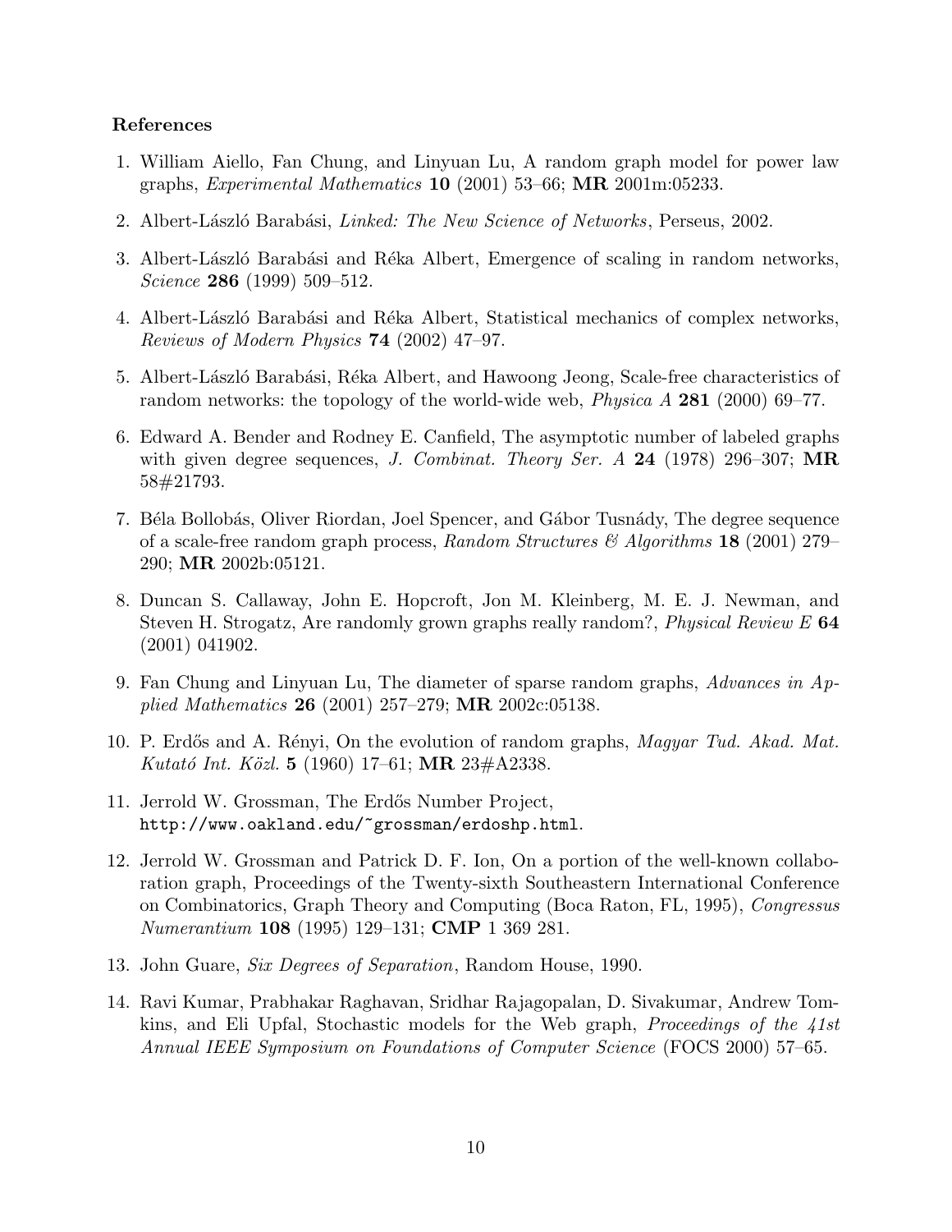**References**

1. William Aiello, Fan Chung, and Linyuan Lu, A random graph model for power law graphs, *Experimental Mathematics* **10** (2001) 53–66; **MR** 2001m:05233.

2. Albert-László Barabási, *Linked: The New Science of Networks*, Perseus, 2002.

3. Albert-László Barabási and Réka Albert, Emergence of scaling in random networks, *Science* **286** (1999) 509–512.

4. Albert-László Barabási and Réka Albert, Statistical mechanics of complex networks, *Reviews of Modern Physics* **74** (2002) 47–97.

5. Albert-László Barabási, Réka Albert, and Hawoong Jeong, Scale-free characteristics of random networks: the topology of the world-wide web, *Physica A* **281** (2000) 69–77.

6. Edward A. Bender and Rodney E. Canfield, The asymptotic number of labeled graphs with given degree sequences, *J. Combinat. Theory Ser. A* **24** (1978) 296–307; **MR** 58#21793.

7. Béla Bollobás, Oliver Riordan, Joel Spencer, and Gábor Tusnády, The degree sequence of a scale-free random graph process, *Random Structures & Algorithms* **18** (2001) 279–290; **MR** 2002b:05121.

8. Duncan S. Callaway, John E. Hopcroft, Jon M. Kleinberg, M. E. J. Newman, and Steven H. Strogatz, Are randomly grown graphs really random?, *Physical Review E* **64** (2001) 041902.

9. Fan Chung and Linyuan Lu, The diameter of sparse random graphs, *Advances in Applied Mathematics* **26** (2001) 257–279; **MR** 2002c:05138.

10. P. Erdős and A. Rényi, On the evolution of random graphs, *Magyar Tud. Akad. Mat. Kutató Int. Közl.* **5** (1960) 17–61; **MR** 23#A2338.

11. Jerrold W. Grossman, The Erdős Number Project, `http://www.oakland.edu/~grossman/erdoshp.html`.

12. Jerrold W. Grossman and Patrick D. F. Ion, On a portion of the well-known collaboration graph, Proceedings of the Twenty-sixth Southeastern International Conference on Combinatorics, Graph Theory and Computing (Boca Raton, FL, 1995), *Congressus Numerantium* **108** (1995) 129–131; **CMP** 1 369 281.

13. John Guare, *Six Degrees of Separation*, Random House, 1990.

14. Ravi Kumar, Prabhakar Raghavan, Sridhar Rajagopalan, D. Sivakumar, Andrew Tomkins, and Eli Upfal, Stochastic models for the Web graph, *Proceedings of the 41st Annual IEEE Symposium on Foundations of Computer Science* (FOCS 2000) 57–65.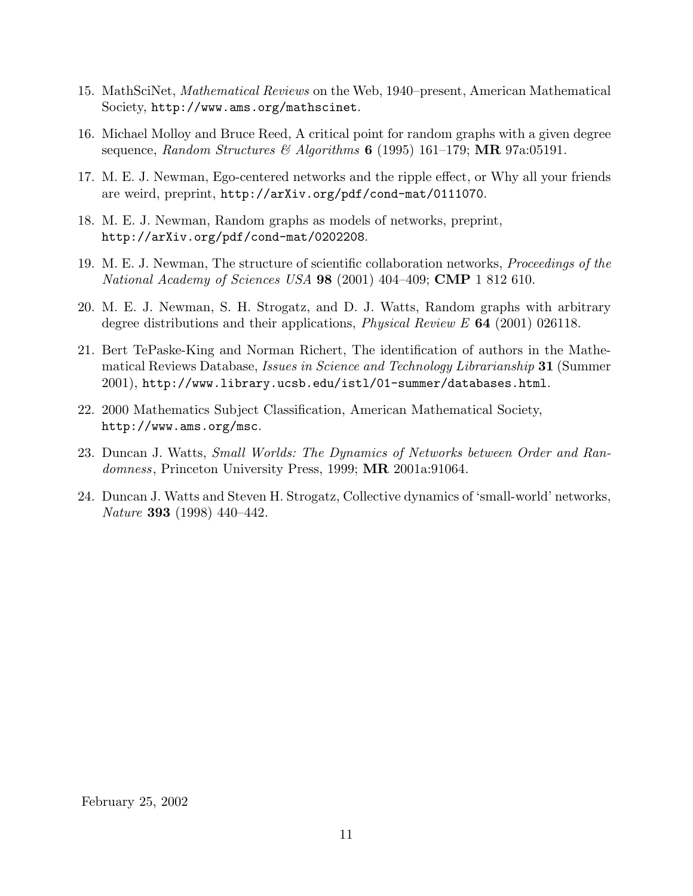15. MathSciNet, *Mathematical Reviews* on the Web, 1940–present, American Mathematical Society, `http://www.ams.org/mathscinet`.

16. Michael Molloy and Bruce Reed, A critical point for random graphs with a given degree sequence, *Random Structures & Algorithms* **6** (1995) 161–179; **MR** 97a:05191.

17. M. E. J. Newman, Ego-centered networks and the ripple effect, or Why all your friends are weird, preprint, `http://arXiv.org/pdf/cond-mat/0111070`.

18. M. E. J. Newman, Random graphs as models of networks, preprint, `http://arXiv.org/pdf/cond-mat/0202208`.

19. M. E. J. Newman, The structure of scientific collaboration networks, *Proceedings of the National Academy of Sciences USA* **98** (2001) 404–409; **CMP** 1 812 610.

20. M. E. J. Newman, S. H. Strogatz, and D. J. Watts, Random graphs with arbitrary degree distributions and their applications, *Physical Review E* **64** (2001) 026118.

21. Bert TePaske-King and Norman Richert, The identification of authors in the Mathematical Reviews Database, *Issues in Science and Technology Librarianship* **31** (Summer 2001), `http://www.library.ucsb.edu/istl/01-summer/databases.html`.

22. 2000 Mathematics Subject Classification, American Mathematical Society, `http://www.ams.org/msc`.

23. Duncan J. Watts, *Small Worlds: The Dynamics of Networks between Order and Randomness*, Princeton University Press, 1999; **MR** 2001a:91064.

24. Duncan J. Watts and Steven H. Strogatz, Collective dynamics of 'small-world' networks, *Nature* **393** (1998) 440–442.

February 25, 2002